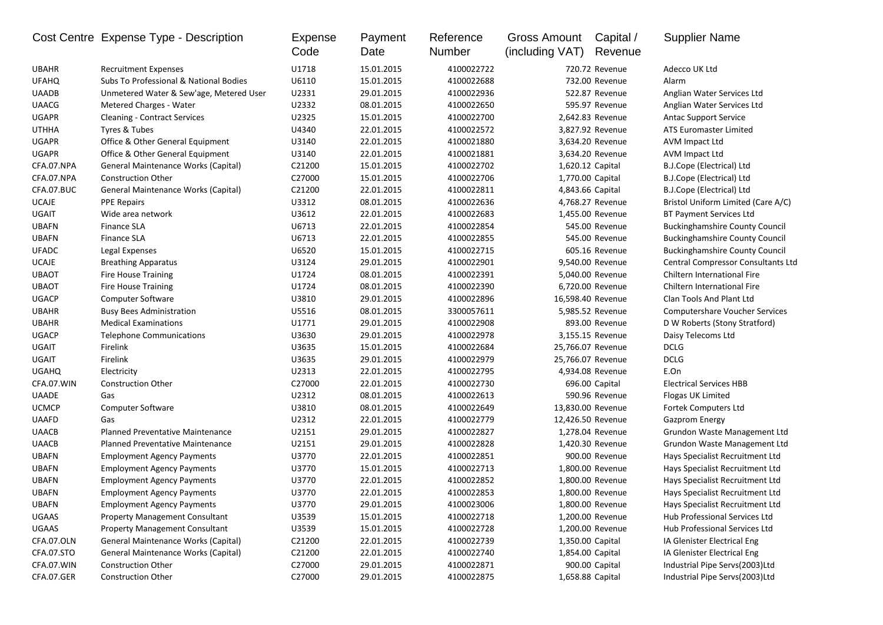| Cost Centre | Expense Type - Description | Expense Code | Payment Date | Reference Number | Gross Amount (including VAT) | Capital / Revenue | Supplier Name |
|---|---|---|---|---|---|---|---|
| UBAHR | Recruitment Expenses | U1718 | 15.01.2015 | 4100022722 | 720.72 | Revenue | Adecco UK Ltd |
| UFAHQ | Subs To Professional & National Bodies | U6110 | 15.01.2015 | 4100022688 | 732.00 | Revenue | Alarm |
| UAADB | Unmetered Water & Sew'age, Metered User | U2331 | 29.01.2015 | 4100022936 | 522.87 | Revenue | Anglian Water Services Ltd |
| UAACG | Metered Charges - Water | U2332 | 08.01.2015 | 4100022650 | 595.97 | Revenue | Anglian Water Services Ltd |
| UGAPR | Cleaning - Contract Services | U2325 | 15.01.2015 | 4100022700 | 2,642.83 | Revenue | Antac Support Service |
| UTHHA | Tyres & Tubes | U4340 | 22.01.2015 | 4100022572 | 3,827.92 | Revenue | ATS Euromaster Limited |
| UGAPR | Office & Other General Equipment | U3140 | 22.01.2015 | 4100021880 | 3,634.20 | Revenue | AVM Impact Ltd |
| UGAPR | Office & Other General Equipment | U3140 | 22.01.2015 | 4100021881 | 3,634.20 | Revenue | AVM Impact Ltd |
| CFA.07.NPA | General Maintenance Works (Capital) | C21200 | 15.01.2015 | 4100022702 | 1,620.12 | Capital | B.J.Cope (Electrical) Ltd |
| CFA.07.NPA | Construction Other | C27000 | 15.01.2015 | 4100022706 | 1,770.00 | Capital | B.J.Cope (Electrical) Ltd |
| CFA.07.BUC | General Maintenance Works (Capital) | C21200 | 22.01.2015 | 4100022811 | 4,843.66 | Capital | B.J.Cope (Electrical) Ltd |
| UCAJE | PPE Repairs | U3312 | 08.01.2015 | 4100022636 | 4,768.27 | Revenue | Bristol Uniform Limited (Care A/C) |
| UGAIT | Wide area network | U3612 | 22.01.2015 | 4100022683 | 1,455.00 | Revenue | BT Payment Services Ltd |
| UBAFN | Finance SLA | U6713 | 22.01.2015 | 4100022854 | 545.00 | Revenue | Buckinghamshire County Council |
| UBAFN | Finance SLA | U6713 | 22.01.2015 | 4100022855 | 545.00 | Revenue | Buckinghamshire County Council |
| UFADC | Legal Expenses | U6520 | 15.01.2015 | 4100022715 | 605.16 | Revenue | Buckinghamshire County Council |
| UCAJE | Breathing Apparatus | U3124 | 29.01.2015 | 4100022901 | 9,540.00 | Revenue | Central Compressor Consultants Ltd |
| UBAOT | Fire House Training | U1724 | 08.01.2015 | 4100022391 | 5,040.00 | Revenue | Chiltern International Fire |
| UBAOT | Fire House Training | U1724 | 08.01.2015 | 4100022390 | 6,720.00 | Revenue | Chiltern International Fire |
| UGACP | Computer Software | U3810 | 29.01.2015 | 4100022896 | 16,598.40 | Revenue | Clan Tools And Plant Ltd |
| UBAHR | Busy Bees Administration | U5516 | 08.01.2015 | 3300057611 | 5,985.52 | Revenue | Computershare Voucher Services |
| UBAHR | Medical Examinations | U1771 | 29.01.2015 | 4100022908 | 893.00 | Revenue | D W Roberts (Stony Stratford) |
| UGACP | Telephone Communications | U3630 | 29.01.2015 | 4100022978 | 3,155.15 | Revenue | Daisy Telecoms Ltd |
| UGAIT | Firelink | U3635 | 15.01.2015 | 4100022684 | 25,766.07 | Revenue | DCLG |
| UGAIT | Firelink | U3635 | 29.01.2015 | 4100022979 | 25,766.07 | Revenue | DCLG |
| UGAHQ | Electricity | U2313 | 22.01.2015 | 4100022795 | 4,934.08 | Revenue | E.On |
| CFA.07.WIN | Construction Other | C27000 | 22.01.2015 | 4100022730 | 696.00 | Capital | Electrical Services HBB |
| UAADE | Gas | U2312 | 08.01.2015 | 4100022613 | 590.96 | Revenue | Flogas UK Limited |
| UCMCP | Computer Software | U3810 | 08.01.2015 | 4100022649 | 13,830.00 | Revenue | Fortek Computers Ltd |
| UAAFD | Gas | U2312 | 22.01.2015 | 4100022779 | 12,426.50 | Revenue | Gazprom Energy |
| UAACB | Planned Preventative Maintenance | U2151 | 29.01.2015 | 4100022827 | 1,278.04 | Revenue | Grundon Waste Management Ltd |
| UAACB | Planned Preventative Maintenance | U2151 | 29.01.2015 | 4100022828 | 1,420.30 | Revenue | Grundon Waste Management Ltd |
| UBAFN | Employment Agency Payments | U3770 | 22.01.2015 | 4100022851 | 900.00 | Revenue | Hays Specialist Recruitment Ltd |
| UBAFN | Employment Agency Payments | U3770 | 15.01.2015 | 4100022713 | 1,800.00 | Revenue | Hays Specialist Recruitment Ltd |
| UBAFN | Employment Agency Payments | U3770 | 22.01.2015 | 4100022852 | 1,800.00 | Revenue | Hays Specialist Recruitment Ltd |
| UBAFN | Employment Agency Payments | U3770 | 22.01.2015 | 4100022853 | 1,800.00 | Revenue | Hays Specialist Recruitment Ltd |
| UBAFN | Employment Agency Payments | U3770 | 29.01.2015 | 4100023006 | 1,800.00 | Revenue | Hays Specialist Recruitment Ltd |
| UGAAS | Property Management Consultant | U3539 | 15.01.2015 | 4100022718 | 1,200.00 | Revenue | Hub Professional Services Ltd |
| UGAAS | Property Management Consultant | U3539 | 15.01.2015 | 4100022728 | 1,200.00 | Revenue | Hub Professional Services Ltd |
| CFA.07.OLN | General Maintenance Works (Capital) | C21200 | 22.01.2015 | 4100022739 | 1,350.00 | Capital | IA Glenister Electrical Eng |
| CFA.07.STO | General Maintenance Works (Capital) | C21200 | 22.01.2015 | 4100022740 | 1,854.00 | Capital | IA Glenister Electrical Eng |
| CFA.07.WIN | Construction Other | C27000 | 29.01.2015 | 4100022871 | 900.00 | Capital | Industrial Pipe Servs(2003)Ltd |
| CFA.07.GER | Construction Other | C27000 | 29.01.2015 | 4100022875 | 1,658.88 | Capital | Industrial Pipe Servs(2003)Ltd |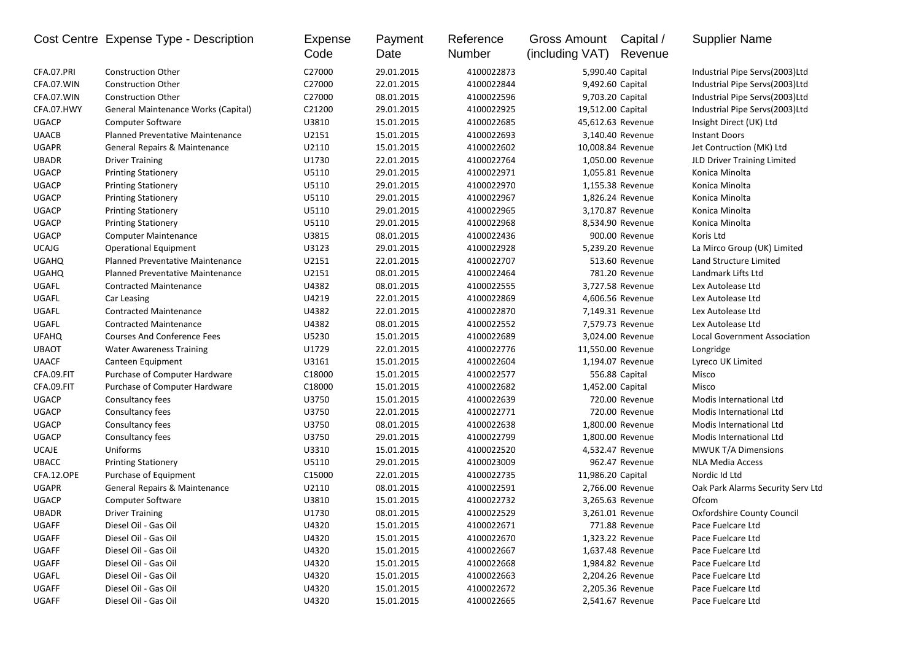| Cost Centre | Expense Type - Description | Expense Code | Payment Date | Reference Number | Gross Amount (including VAT) | Capital / Revenue | Supplier Name |
|---|---|---|---|---|---|---|---|
| CFA.07.PRI | Construction Other | C27000 | 29.01.2015 | 4100022873 | 5,990.40 | Capital | Industrial Pipe Servs(2003)Ltd |
| CFA.07.WIN | Construction Other | C27000 | 22.01.2015 | 4100022844 | 9,492.60 | Capital | Industrial Pipe Servs(2003)Ltd |
| CFA.07.WIN | Construction Other | C27000 | 08.01.2015 | 4100022596 | 9,703.20 | Capital | Industrial Pipe Servs(2003)Ltd |
| CFA.07.HWY | General Maintenance Works (Capital) | C21200 | 29.01.2015 | 4100022925 | 19,512.00 | Capital | Industrial Pipe Servs(2003)Ltd |
| UGACP | Computer Software | U3810 | 15.01.2015 | 4100022685 | 45,612.63 | Revenue | Insight Direct (UK) Ltd |
| UAACB | Planned Preventative Maintenance | U2151 | 15.01.2015 | 4100022693 | 3,140.40 | Revenue | Instant Doors |
| UGAPR | General Repairs & Maintenance | U2110 | 15.01.2015 | 4100022602 | 10,008.84 | Revenue | Jet Contruction (MK) Ltd |
| UBADR | Driver Training | U1730 | 22.01.2015 | 4100022764 | 1,050.00 | Revenue | JLD Driver Training Limited |
| UGACP | Printing Stationery | U5110 | 29.01.2015 | 4100022971 | 1,055.81 | Revenue | Konica Minolta |
| UGACP | Printing Stationery | U5110 | 29.01.2015 | 4100022970 | 1,155.38 | Revenue | Konica Minolta |
| UGACP | Printing Stationery | U5110 | 29.01.2015 | 4100022967 | 1,826.24 | Revenue | Konica Minolta |
| UGACP | Printing Stationery | U5110 | 29.01.2015 | 4100022965 | 3,170.87 | Revenue | Konica Minolta |
| UGACP | Printing Stationery | U5110 | 29.01.2015 | 4100022968 | 8,534.90 | Revenue | Konica Minolta |
| UGACP | Computer Maintenance | U3815 | 08.01.2015 | 4100022436 | 900.00 | Revenue | Koris Ltd |
| UCAJG | Operational Equipment | U3123 | 29.01.2015 | 4100022928 | 5,239.20 | Revenue | La Mirco Group (UK) Limited |
| UGAHQ | Planned Preventative Maintenance | U2151 | 22.01.2015 | 4100022707 | 513.60 | Revenue | Land Structure Limited |
| UGAHQ | Planned Preventative Maintenance | U2151 | 08.01.2015 | 4100022464 | 781.20 | Revenue | Landmark Lifts Ltd |
| UGAFL | Contracted Maintenance | U4382 | 08.01.2015 | 4100022555 | 3,727.58 | Revenue | Lex Autolease Ltd |
| UGAFL | Car Leasing | U4219 | 22.01.2015 | 4100022869 | 4,606.56 | Revenue | Lex Autolease Ltd |
| UGAFL | Contracted Maintenance | U4382 | 22.01.2015 | 4100022870 | 7,149.31 | Revenue | Lex Autolease Ltd |
| UGAFL | Contracted Maintenance | U4382 | 08.01.2015 | 4100022552 | 7,579.73 | Revenue | Lex Autolease Ltd |
| UFAHQ | Courses And Conference Fees | U5230 | 15.01.2015 | 4100022689 | 3,024.00 | Revenue | Local Government Association |
| UBAOT | Water Awareness Training | U1729 | 22.01.2015 | 4100022776 | 11,550.00 | Revenue | Longridge |
| UAACF | Canteen Equipment | U3161 | 15.01.2015 | 4100022604 | 1,194.07 | Revenue | Lyreco UK Limited |
| CFA.09.FIT | Purchase of Computer Hardware | C18000 | 15.01.2015 | 4100022577 | 556.88 | Capital | Misco |
| CFA.09.FIT | Purchase of Computer Hardware | C18000 | 15.01.2015 | 4100022682 | 1,452.00 | Capital | Misco |
| UGACP | Consultancy fees | U3750 | 15.01.2015 | 4100022639 | 720.00 | Revenue | Modis International Ltd |
| UGACP | Consultancy fees | U3750 | 22.01.2015 | 4100022771 | 720.00 | Revenue | Modis International Ltd |
| UGACP | Consultancy fees | U3750 | 08.01.2015 | 4100022638 | 1,800.00 | Revenue | Modis International Ltd |
| UGACP | Consultancy fees | U3750 | 29.01.2015 | 4100022799 | 1,800.00 | Revenue | Modis International Ltd |
| UCAJE | Uniforms | U3310 | 15.01.2015 | 4100022520 | 4,532.47 | Revenue | MWUK T/A Dimensions |
| UBACC | Printing Stationery | U5110 | 29.01.2015 | 4100023009 | 962.47 | Revenue | NLA Media Access |
| CFA.12.OPE | Purchase of Equipment | C15000 | 22.01.2015 | 4100022735 | 11,986.20 | Capital | Nordic Id Ltd |
| UGAPR | General Repairs & Maintenance | U2110 | 08.01.2015 | 4100022591 | 2,766.00 | Revenue | Oak Park Alarms Security Serv Ltd |
| UGACP | Computer Software | U3810 | 15.01.2015 | 4100022732 | 3,265.63 | Revenue | Ofcom |
| UBADR | Driver Training | U1730 | 08.01.2015 | 4100022529 | 3,261.01 | Revenue | Oxfordshire County Council |
| UGAFF | Diesel Oil - Gas Oil | U4320 | 15.01.2015 | 4100022671 | 771.88 | Revenue | Pace Fuelcare Ltd |
| UGAFF | Diesel Oil - Gas Oil | U4320 | 15.01.2015 | 4100022670 | 1,323.22 | Revenue | Pace Fuelcare Ltd |
| UGAFF | Diesel Oil - Gas Oil | U4320 | 15.01.2015 | 4100022667 | 1,637.48 | Revenue | Pace Fuelcare Ltd |
| UGAFF | Diesel Oil - Gas Oil | U4320 | 15.01.2015 | 4100022668 | 1,984.82 | Revenue | Pace Fuelcare Ltd |
| UGAFL | Diesel Oil - Gas Oil | U4320 | 15.01.2015 | 4100022663 | 2,204.26 | Revenue | Pace Fuelcare Ltd |
| UGAFF | Diesel Oil - Gas Oil | U4320 | 15.01.2015 | 4100022672 | 2,205.36 | Revenue | Pace Fuelcare Ltd |
| UGAFF | Diesel Oil - Gas Oil | U4320 | 15.01.2015 | 4100022665 | 2,541.67 | Revenue | Pace Fuelcare Ltd |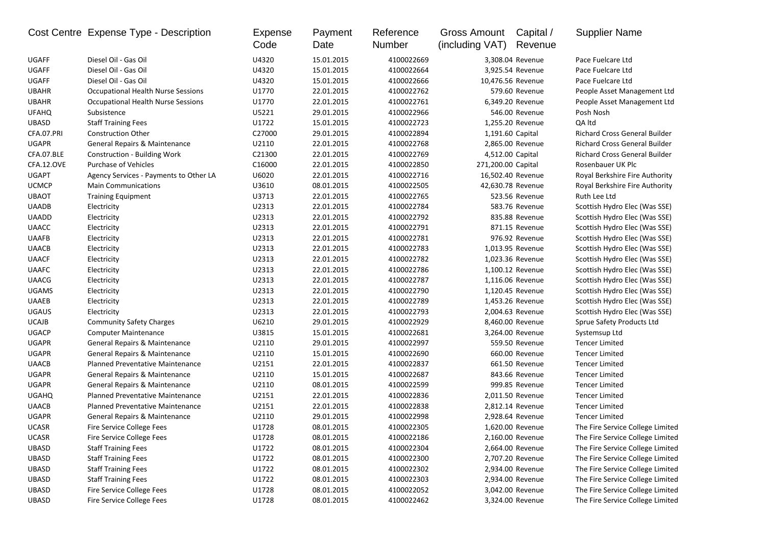| Cost Centre | Expense Type - Description | Expense Code | Payment Date | Reference Number | Gross Amount (including VAT) | Capital / Revenue | Supplier Name |
|---|---|---|---|---|---|---|---|
| UGAFF | Diesel Oil - Gas Oil | U4320 | 15.01.2015 | 4100022669 | 3,308.04 | Revenue | Pace Fuelcare Ltd |
| UGAFF | Diesel Oil - Gas Oil | U4320 | 15.01.2015 | 4100022664 | 3,925.54 | Revenue | Pace Fuelcare Ltd |
| UGAFF | Diesel Oil - Gas Oil | U4320 | 15.01.2015 | 4100022666 | 10,476.56 | Revenue | Pace Fuelcare Ltd |
| UBAHR | Occupational Health Nurse Sessions | U1770 | 22.01.2015 | 4100022762 | 579.60 | Revenue | People Asset Management Ltd |
| UBAHR | Occupational Health Nurse Sessions | U1770 | 22.01.2015 | 4100022761 | 6,349.20 | Revenue | People Asset Management Ltd |
| UFAHQ | Subsistence | U5221 | 29.01.2015 | 4100022966 | 546.00 | Revenue | Posh Nosh |
| UBASD | Staff Training Fees | U1722 | 15.01.2015 | 4100022723 | 1,255.20 | Revenue | QA ltd |
| CFA.07.PRI | Construction Other | C27000 | 29.01.2015 | 4100022894 | 1,191.60 | Capital | Richard Cross General Builder |
| UGAPR | General Repairs & Maintenance | U2110 | 22.01.2015 | 4100022768 | 2,865.00 | Revenue | Richard Cross General Builder |
| CFA.07.BLE | Construction - Building Work | C21300 | 22.01.2015 | 4100022769 | 4,512.00 | Capital | Richard Cross General Builder |
| CFA.12.OVE | Purchase of Vehicles | C16000 | 22.01.2015 | 4100022850 | 271,200.00 | Capital | Rosenbauer UK Plc |
| UGAPT | Agency Services - Payments to Other LA | U6020 | 22.01.2015 | 4100022716 | 16,502.40 | Revenue | Royal Berkshire Fire Authority |
| UCMCP | Main Communications | U3610 | 08.01.2015 | 4100022505 | 42,630.78 | Revenue | Royal Berkshire Fire Authority |
| UBAOT | Training Equipment | U3713 | 22.01.2015 | 4100022765 | 523.56 | Revenue | Ruth Lee Ltd |
| UAADB | Electricity | U2313 | 22.01.2015 | 4100022784 | 583.76 | Revenue | Scottish Hydro Elec (Was SSE) |
| UAADD | Electricity | U2313 | 22.01.2015 | 4100022792 | 835.88 | Revenue | Scottish Hydro Elec (Was SSE) |
| UAACC | Electricity | U2313 | 22.01.2015 | 4100022791 | 871.15 | Revenue | Scottish Hydro Elec (Was SSE) |
| UAAFB | Electricity | U2313 | 22.01.2015 | 4100022781 | 976.92 | Revenue | Scottish Hydro Elec (Was SSE) |
| UAACB | Electricity | U2313 | 22.01.2015 | 4100022783 | 1,013.95 | Revenue | Scottish Hydro Elec (Was SSE) |
| UAACF | Electricity | U2313 | 22.01.2015 | 4100022782 | 1,023.36 | Revenue | Scottish Hydro Elec (Was SSE) |
| UAAFC | Electricity | U2313 | 22.01.2015 | 4100022786 | 1,100.12 | Revenue | Scottish Hydro Elec (Was SSE) |
| UAACG | Electricity | U2313 | 22.01.2015 | 4100022787 | 1,116.06 | Revenue | Scottish Hydro Elec (Was SSE) |
| UGAMS | Electricity | U2313 | 22.01.2015 | 4100022790 | 1,120.45 | Revenue | Scottish Hydro Elec (Was SSE) |
| UAAEB | Electricity | U2313 | 22.01.2015 | 4100022789 | 1,453.26 | Revenue | Scottish Hydro Elec (Was SSE) |
| UGAUS | Electricity | U2313 | 22.01.2015 | 4100022793 | 2,004.63 | Revenue | Scottish Hydro Elec (Was SSE) |
| UCAJB | Community Safety Charges | U6210 | 29.01.2015 | 4100022929 | 8,460.00 | Revenue | Sprue Safety Products Ltd |
| UGACP | Computer Maintenance | U3815 | 15.01.2015 | 4100022681 | 3,264.00 | Revenue | Systemsup Ltd |
| UGAPR | General Repairs & Maintenance | U2110 | 29.01.2015 | 4100022997 | 559.50 | Revenue | Tencer Limited |
| UGAPR | General Repairs & Maintenance | U2110 | 15.01.2015 | 4100022690 | 660.00 | Revenue | Tencer Limited |
| UAACB | Planned Preventative Maintenance | U2151 | 22.01.2015 | 4100022837 | 661.50 | Revenue | Tencer Limited |
| UGAPR | General Repairs & Maintenance | U2110 | 15.01.2015 | 4100022687 | 843.66 | Revenue | Tencer Limited |
| UGAPR | General Repairs & Maintenance | U2110 | 08.01.2015 | 4100022599 | 999.85 | Revenue | Tencer Limited |
| UGAHQ | Planned Preventative Maintenance | U2151 | 22.01.2015 | 4100022836 | 2,011.50 | Revenue | Tencer Limited |
| UAACB | Planned Preventative Maintenance | U2151 | 22.01.2015 | 4100022838 | 2,812.14 | Revenue | Tencer Limited |
| UGAPR | General Repairs & Maintenance | U2110 | 29.01.2015 | 4100022998 | 2,928.64 | Revenue | Tencer Limited |
| UCASR | Fire Service College Fees | U1728 | 08.01.2015 | 4100022305 | 1,620.00 | Revenue | The Fire Service College Limited |
| UCASR | Fire Service College Fees | U1728 | 08.01.2015 | 4100022186 | 2,160.00 | Revenue | The Fire Service College Limited |
| UBASD | Staff Training Fees | U1722 | 08.01.2015 | 4100022304 | 2,664.00 | Revenue | The Fire Service College Limited |
| UBASD | Staff Training Fees | U1722 | 08.01.2015 | 4100022300 | 2,707.20 | Revenue | The Fire Service College Limited |
| UBASD | Staff Training Fees | U1722 | 08.01.2015 | 4100022302 | 2,934.00 | Revenue | The Fire Service College Limited |
| UBASD | Staff Training Fees | U1722 | 08.01.2015 | 4100022303 | 2,934.00 | Revenue | The Fire Service College Limited |
| UBASD | Fire Service College Fees | U1728 | 08.01.2015 | 4100022052 | 3,042.00 | Revenue | The Fire Service College Limited |
| UBASD | Fire Service College Fees | U1728 | 08.01.2015 | 4100022462 | 3,324.00 | Revenue | The Fire Service College Limited |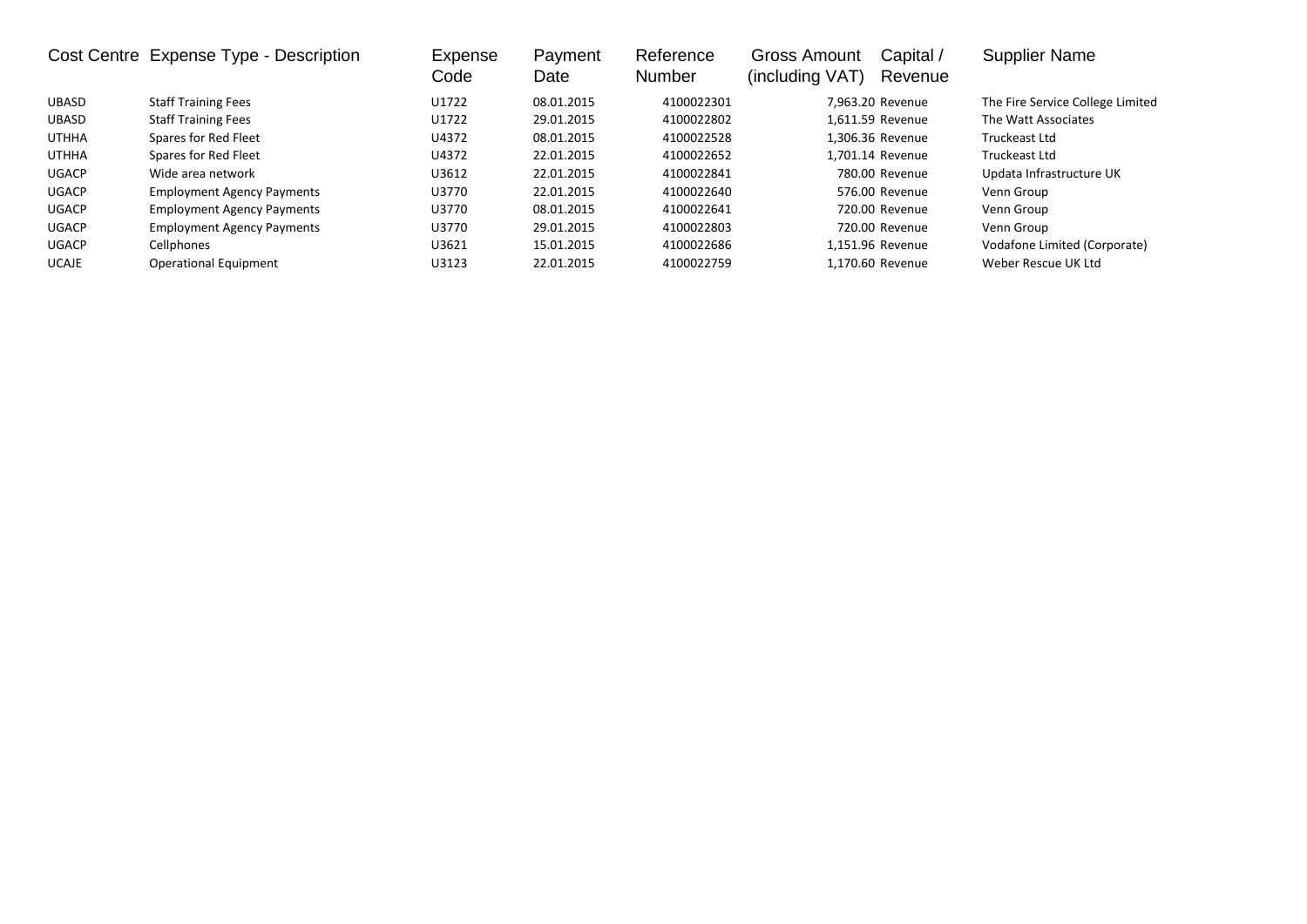| Cost Centre | Expense Type - Description | Expense Code | Payment Date | Reference Number | Gross Amount (including VAT) | Capital / Revenue | Supplier Name |
|---|---|---|---|---|---|---|---|
| UBASD | Staff Training Fees | U1722 | 08.01.2015 | 4100022301 | 7,963.20 | Revenue | The Fire Service College Limited |
| UBASD | Staff Training Fees | U1722 | 29.01.2015 | 4100022802 | 1,611.59 | Revenue | The Watt Associates |
| UTHHA | Spares for Red Fleet | U4372 | 08.01.2015 | 4100022528 | 1,306.36 | Revenue | Truckeast Ltd |
| UTHHA | Spares for Red Fleet | U4372 | 22.01.2015 | 4100022652 | 1,701.14 | Revenue | Truckeast Ltd |
| UGACP | Wide area network | U3612 | 22.01.2015 | 4100022841 | 780.00 | Revenue | Updata Infrastructure UK |
| UGACP | Employment Agency Payments | U3770 | 22.01.2015 | 4100022640 | 576.00 | Revenue | Venn Group |
| UGACP | Employment Agency Payments | U3770 | 08.01.2015 | 4100022641 | 720.00 | Revenue | Venn Group |
| UGACP | Employment Agency Payments | U3770 | 29.01.2015 | 4100022803 | 720.00 | Revenue | Venn Group |
| UGACP | Cellphones | U3621 | 15.01.2015 | 4100022686 | 1,151.96 | Revenue | Vodafone Limited (Corporate) |
| UCAJE | Operational Equipment | U3123 | 22.01.2015 | 4100022759 | 1,170.60 | Revenue | Weber Rescue UK Ltd |